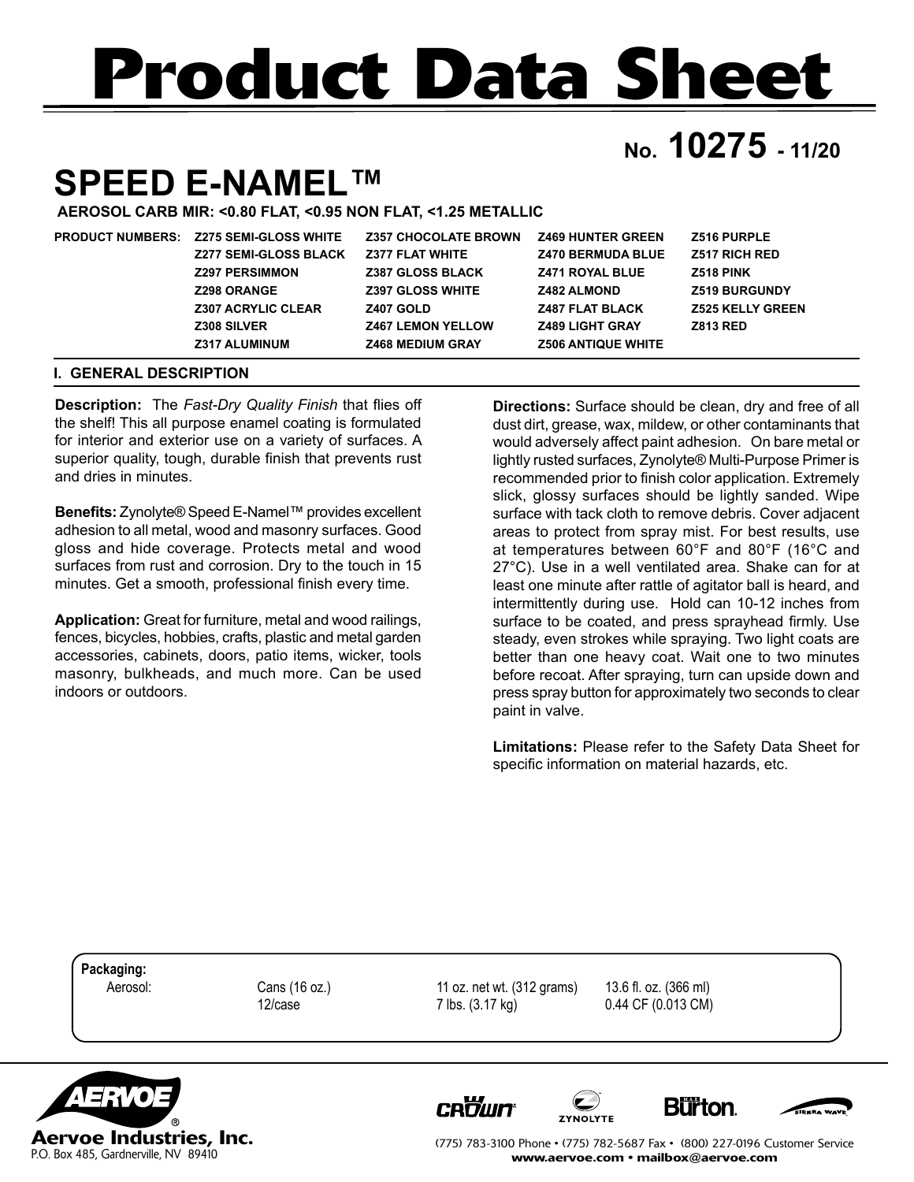# Product Data Sheet

**No. 10275 - 11/20**

# SPEED E-NAMEL™

**AEROSOL CARB MIR: <0.80 FLAT, <0.95 NON FLAT, <1.25 METALLIC**

**PRODUCT NUMBERS:**

| | | | |
|---|---|---|---|
| Z275 SEMI-GLOSS WHITE | Z357 CHOCOLATE BROWN | Z469 HUNTER GREEN | Z516 PURPLE |
| Z277 SEMI-GLOSS BLACK | Z377 FLAT WHITE | Z470 BERMUDA BLUE | Z517 RICH RED |
| Z297 PERSIMMON | Z387 GLOSS BLACK | Z471 ROYAL BLUE | Z518 PINK |
| Z298 ORANGE | Z397 GLOSS WHITE | Z482 ALMOND | Z519 BURGUNDY |
| Z307 ACRYLIC CLEAR | Z407 GOLD | Z487 FLAT BLACK | Z525 KELLY GREEN |
| Z308 SILVER | Z467 LEMON YELLOW | Z489 LIGHT GRAY | Z813 RED |
| Z317 ALUMINUM | Z468 MEDIUM GRAY | Z506 ANTIQUE WHITE | |

## I. GENERAL DESCRIPTION

**Description:** The *Fast-Dry Quality Finish* that flies off the shelf! This all purpose enamel coating is formulated for interior and exterior use on a variety of surfaces. A superior quality, tough, durable finish that prevents rust and dries in minutes.

**Benefits:** Zynolyte® Speed E-Namel™ provides excellent adhesion to all metal, wood and masonry surfaces. Good gloss and hide coverage. Protects metal and wood surfaces from rust and corrosion. Dry to the touch in 15 minutes. Get a smooth, professional finish every time.

**Application:** Great for furniture, metal and wood railings, fences, bicycles, hobbies, crafts, plastic and metal garden accessories, cabinets, doors, patio items, wicker, tools masonry, bulkheads, and much more. Can be used indoors or outdoors.

**Directions:** Surface should be clean, dry and free of all dust dirt, grease, wax, mildew, or other contaminants that would adversely affect paint adhesion. On bare metal or lightly rusted surfaces, Zynolyte® Multi-Purpose Primer is recommended prior to finish color application. Extremely slick, glossy surfaces should be lightly sanded. Wipe surface with tack cloth to remove debris. Cover adjacent areas to protect from spray mist. For best results, use at temperatures between 60°F and 80°F (16°C and 27°C). Use in a well ventilated area. Shake can for at least one minute after rattle of agitator ball is heard, and intermittently during use. Hold can 10-12 inches from surface to be coated, and press sprayhead firmly. Use steady, even strokes while spraying. Two light coats are better than one heavy coat. Wait one to two minutes before recoat. After spraying, turn can upside down and press spray button for approximately two seconds to clear paint in valve.

**Limitations:** Please refer to the Safety Data Sheet for specific information on material hazards, etc.

**Packaging:**

| | | | |
|---|---|---|---|
| Aerosol: | Cans (16 oz.) | 11 oz. net wt. (312 grams) | 13.6 fl. oz. (366 ml) |
| | 12/case | 7 lbs. (3.17 kg) | 0.44 CF (0.013 CM) |

**Aervoe Industries, Inc.**
P.O. Box 485, Gardnerville, NV 89410

(775) 783-3100 Phone • (775) 782-5687 Fax • (800) 227-0196 Customer Service
www.aervoe.com • mailbox@aervoe.com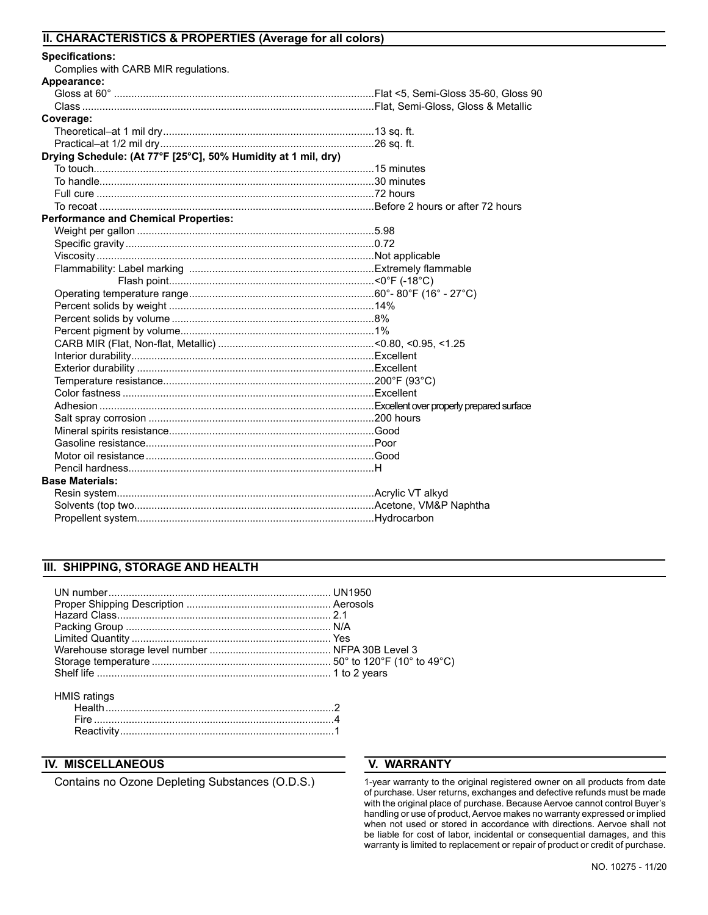## II. CHARACTERISTICS & PROPERTIES (Average for all colors)

**Specifications:**

Complies with CARB MIR regulations.

**Appearance:**

| | |
|---|---|
| Gloss at 60° | Flat <5, Semi-Gloss 35-60, Gloss 90 |
| Class | Flat, Semi-Gloss, Gloss & Metallic |

**Coverage:**

| | |
|---|---|
| Theoretical–at 1 mil dry | 13 sq. ft. |
| Practical–at 1/2 mil dry | 26 sq. ft. |

**Drying Schedule: (At 77°F [25°C], 50% Humidity at 1 mil, dry)**

| | |
|---|---|
| To touch | 15 minutes |
| To handle | 30 minutes |
| Full cure | 72 hours |
| To recoat | Before 2 hours or after 72 hours |

**Performance and Chemical Properties:**

| | |
|---|---|
| Weight per gallon | 5.98 |
| Specific gravity | 0.72 |
| Viscosity | Not applicable |
| Flammability: Label marking | Extremely flammable |
| Flash point | <0°F (-18°C) |
| Operating temperature range | 60°- 80°F (16° - 27°C) |
| Percent solids by weight | 14% |
| Percent solids by volume | 8% |
| Percent pigment by volume | 1% |
| CARB MIR (Flat, Non-flat, Metallic) | <0.80, <0.95, <1.25 |
| Interior durability | Excellent |
| Exterior durability | Excellent |
| Temperature resistance | 200°F (93°C) |
| Color fastness | Excellent |
| Adhesion | Excellent over properly prepared surface |
| Salt spray corrosion | 200 hours |
| Mineral spirits resistance | Good |
| Gasoline resistance | Poor |
| Motor oil resistance | Good |
| Pencil hardness | H |

**Base Materials:**

| | |
|---|---|
| Resin system | Acrylic VT alkyd |
| Solvents (top two | Acetone, VM&P Naphtha |
| Propellent system | Hydrocarbon |

## III. SHIPPING, STORAGE AND HEALTH

| | |
|---|---|
| UN number | UN1950 |
| Proper Shipping Description | Aerosols |
| Hazard Class | 2.1 |
| Packing Group | N/A |
| Limited Quantity | Yes |
| Warehouse storage level number | NFPA 30B Level 3 |
| Storage temperature | 50° to 120°F (10° to 49°C) |
| Shelf life | 1 to 2 years |

HMIS ratings

| | |
|---|---|
| Health | 2 |
| Fire | 4 |
| Reactivity | 1 |

## IV. MISCELLANEOUS

Contains no Ozone Depleting Substances (O.D.S.)

## V. WARRANTY

1-year warranty to the original registered owner on all products from date of purchase. User returns, exchanges and defective refunds must be made with the original place of purchase. Because Aervoe cannot control Buyer's handling or use of product, Aervoe makes no warranty expressed or implied when not used or stored in accordance with directions. Aervoe shall not be liable for cost of labor, incidental or consequential damages, and this warranty is limited to replacement or repair of product or credit of purchase.

NO. 10275 - 11/20